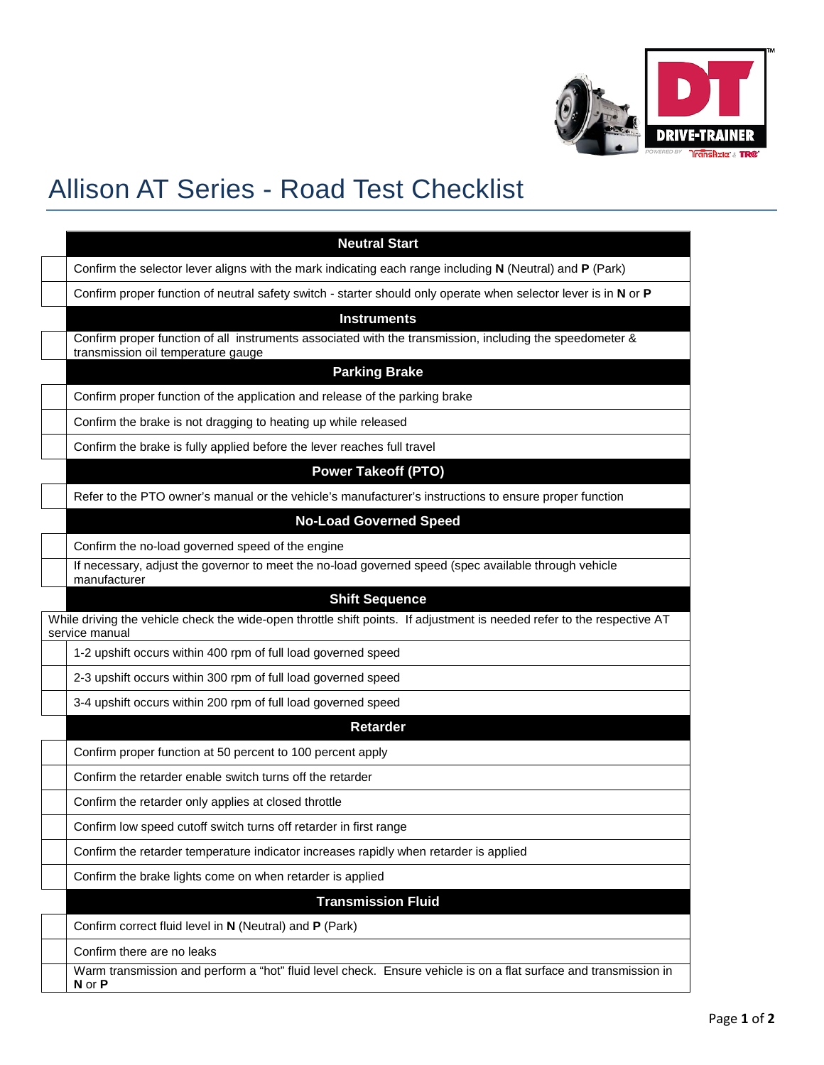# Allison AT Series - Road Test Checklist

| | |
|---|---|
| | **Neutral Start** |
| | Confirm the selector lever aligns with the mark indicating each range including **N** (Neutral) and **P** (Park) |
| | Confirm proper function of neutral safety switch - starter should only operate when selector lever is in **N** or **P** |
| | **Instruments** |
| | Confirm proper function of all instruments associated with the transmission, including the speedometer & transmission oil temperature gauge |
| | **Parking Brake** |
| | Confirm proper function of the application and release of the parking brake |
| | Confirm the brake is not dragging to heating up while released |
| | Confirm the brake is fully applied before the lever reaches full travel |
| | **Power Takeoff (PTO)** |
| | Refer to the PTO owner's manual or the vehicle's manufacturer's instructions to ensure proper function |
| | **No-Load Governed Speed** |
| | Confirm the no-load governed speed of the engine |
| | If necessary, adjust the governor to meet the no-load governed speed (spec available through vehicle manufacturer |
| | **Shift Sequence** |
| While driving the vehicle check the wide-open throttle shift points. If adjustment is needed refer to the respective AT service manual | |
| | 1-2 upshift occurs within 400 rpm of full load governed speed |
| | 2-3 upshift occurs within 300 rpm of full load governed speed |
| | 3-4 upshift occurs within 200 rpm of full load governed speed |
| | **Retarder** |
| | Confirm proper function at 50 percent to 100 percent apply |
| | Confirm the retarder enable switch turns off the retarder |
| | Confirm the retarder only applies at closed throttle |
| | Confirm low speed cutoff switch turns off retarder in first range |
| | Confirm the retarder temperature indicator increases rapidly when retarder is applied |
| | Confirm the brake lights come on when retarder is applied |
| | **Transmission Fluid** |
| | Confirm correct fluid level in **N** (Neutral) and **P** (Park) |
| | Confirm there are no leaks |
| | Warm transmission and perform a "hot" fluid level check. Ensure vehicle is on a flat surface and transmission in **N** or **P** |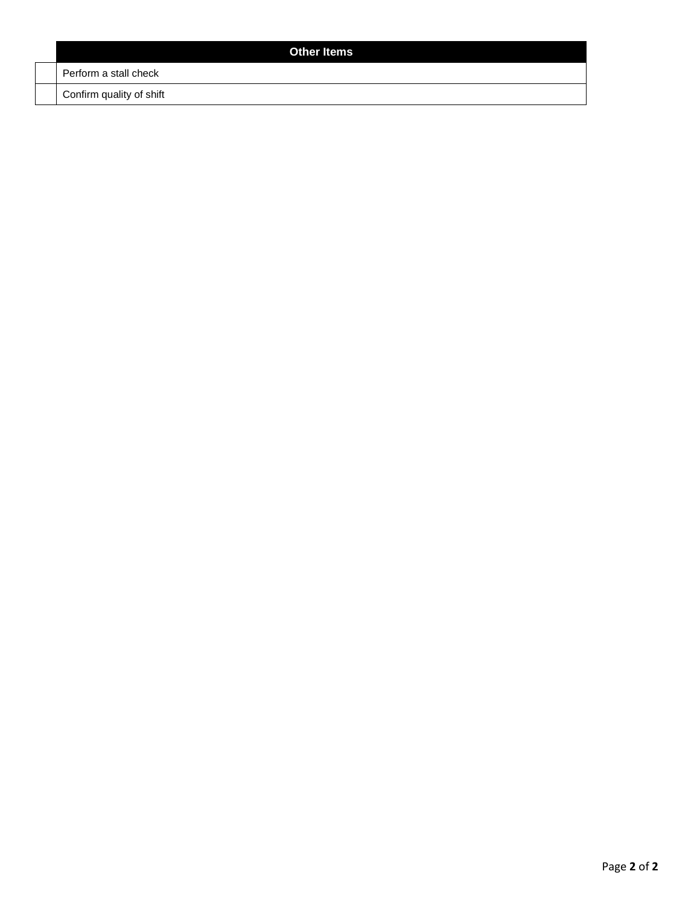| | Other Items |
|---|---|
| | Perform a stall check |
| | Confirm quality of shift |